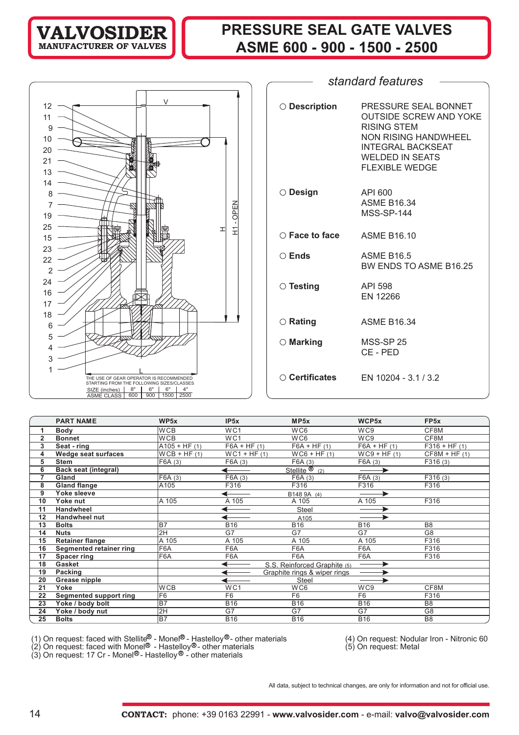# VALVOSIDER
MANUFACTURER OF VALVES

# PRESSURE SEAL GATE VALVES
# ASME 600 - 900 - 1500 - 2500

THE USE OF GEAR OPERATOR IS RECOMMENDED STARTING FROM THE FOLLOWING SIZES/CLASSES

| SIZE (inches) | 8" | 6" | 6" | 4" |
|---|---|---|---|---|
| ASME CLASS | 600 | 900 | 1500 | 2500 |

## standard features

- **Description**: PRESSURE SEAL BONNET, OUTSIDE SCREW AND YOKE, RISING STEM, NON RISING HANDWHEEL, INTEGRAL BACKSEAT, WELDED IN SEATS, FLEXIBLE WEDGE
- **Design**: API 600, ASME B16.34, MSS-SP-144
- **Face to face**: ASME B16.10
- **Ends**: ASME B16.5, BW ENDS TO ASME B16.25
- **Testing**: API 598, EN 12266
- **Rating**: ASME B16.34
- **Marking**: MSS-SP 25, CE - PED
- **Certificates**: EN 10204 - 3.1 / 3.2

| | PART NAME | WP5x | IP5x | MP5x | WCP5x | FP5x |
|---|---|---|---|---|---|---|
| 1 | Body | WCB | WC1 | WC6 | WC9 | CF8M |
| 2 | Bonnet | WCB | WC1 | WC6 | WC9 | CF8M |
| 3 | Seat - ring | A105 + HF (1) | F6A + HF (1) | F6A + HF (1) | F6A + HF (1) | F316 + HF (1) |
| 4 | Wedge seat surfaces | WCB + HF (1) | WC1 + HF (1) | WC6 + HF (1) | WC9 + HF (1) | CF8M + HF (1) |
| 5 | Stem | F6A (3) | F6A (3) | F6A (3) | F6A (3) | F316 (3) |
| 6 | Back seat (integral) | ← | ← | Stellite® (2) | → | → |
| 7 | Gland | F6A (3) | F6A (3) | F6A (3) | F6A (3) | F316 (3) |
| 8 | Gland flange | A105 | F316 | F316 | F316 | F316 |
| 9 | Yoke sleeve | ← | ← | B148 9A (4) | → | → |
| 10 | Yoke nut | A 105 | A 105 | A 105 | A 105 | F316 |
| 11 | Handwheel | ← | ← | Steel | → | → |
| 12 | Handwheel nut | ← | ← | A105 | → | → |
| 13 | Bolts | B7 | B16 | B16 | B16 | B8 |
| 14 | Nuts | 2H | G7 | G7 | G7 | G8 |
| 15 | Retainer flange | A 105 | A 105 | A 105 | A 105 | F316 |
| 16 | Segmented retainer ring | F6A | F6A | F6A | F6A | F316 |
| 17 | Spacer ring | F6A | F6A | F6A | F6A | F316 |
| 18 | Gasket | ← | ← | S.S. Reinforced Graphite (5) | → | → |
| 19 | Packing | ← | ← | Graphite rings & wiper rings | → | → |
| 20 | Grease nipple | ← | ← | Steel | → | → |
| 21 | Yoke | WCB | WC1 | WC6 | WC9 | CF8M |
| 22 | Segmented support ring | F6 | F6 | F6 | F6 | F316 |
| 23 | Yoke / body bolt | B7 | B16 | B16 | B16 | B8 |
| 24 | Yoke / body nut | 2H | G7 | G7 | G7 | G8 |
| 25 | Bolts | B7 | B16 | B16 | B16 | B8 |

(1) On request: faced with Stellite® - Monel® - Hastelloy® - other materials
(2) On request: faced with Monel® - Hastelloy® - other materials
(3) On request: 17 Cr - Monel® - Hastelloy® - other materials
(4) On request: Nodular Iron - Nitronic 60
(5) On request: Metal

All data, subject to technical changes, are only for information and not for official use.

**CONTACT:** phone: +39 0163 22991 - **www.valvosider.com** - e-mail: **valvo@valvosider.com**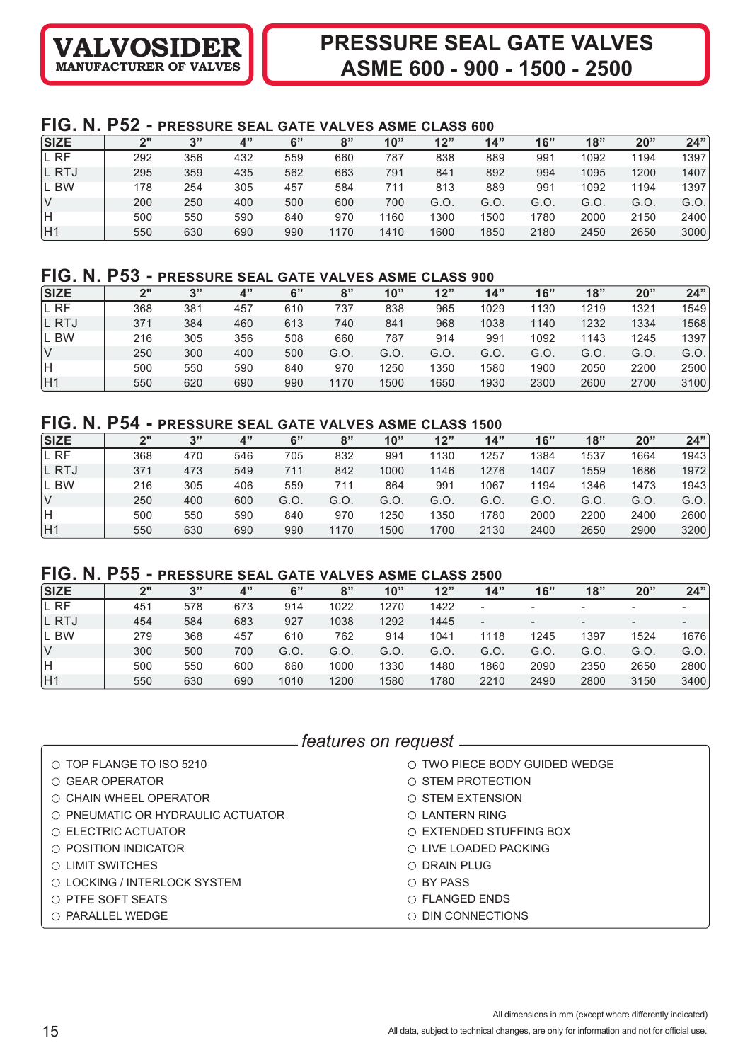# VALVOSIDER
MANUFACTURER OF VALVES

# PRESSURE SEAL GATE VALVES ASME 600 - 900 - 1500 - 2500

## FIG. N. P52 - PRESSURE SEAL GATE VALVES ASME CLASS 600

| SIZE | 2" | 3" | 4" | 6" | 8" | 10" | 12" | 14" | 16" | 18" | 20" | 24" |
|---|---|---|---|---|---|---|---|---|---|---|---|---|
| L RF | 292 | 356 | 432 | 559 | 660 | 787 | 838 | 889 | 991 | 1092 | 1194 | 1397 |
| L RTJ | 295 | 359 | 435 | 562 | 663 | 791 | 841 | 892 | 994 | 1095 | 1200 | 1407 |
| L BW | 178 | 254 | 305 | 457 | 584 | 711 | 813 | 889 | 991 | 1092 | 1194 | 1397 |
| V | 200 | 250 | 400 | 500 | 600 | 700 | G.O. | G.O. | G.O. | G.O. | G.O. | G.O. |
| H | 500 | 550 | 590 | 840 | 970 | 1160 | 1300 | 1500 | 1780 | 2000 | 2150 | 2400 |
| H1 | 550 | 630 | 690 | 990 | 1170 | 1410 | 1600 | 1850 | 2180 | 2450 | 2650 | 3000 |

## FIG. N. P53 - PRESSURE SEAL GATE VALVES ASME CLASS 900

| SIZE | 2" | 3" | 4" | 6" | 8" | 10" | 12" | 14" | 16" | 18" | 20" | 24" |
|---|---|---|---|---|---|---|---|---|---|---|---|---|
| L RF | 368 | 381 | 457 | 610 | 737 | 838 | 965 | 1029 | 1130 | 1219 | 1321 | 1549 |
| L RTJ | 371 | 384 | 460 | 613 | 740 | 841 | 968 | 1038 | 1140 | 1232 | 1334 | 1568 |
| L BW | 216 | 305 | 356 | 508 | 660 | 787 | 914 | 991 | 1092 | 1143 | 1245 | 1397 |
| V | 250 | 300 | 400 | 500 | G.O. | G.O. | G.O. | G.O. | G.O. | G.O. | G.O. | G.O. |
| H | 500 | 550 | 590 | 840 | 970 | 1250 | 1350 | 1580 | 1900 | 2050 | 2200 | 2500 |
| H1 | 550 | 620 | 690 | 990 | 1170 | 1500 | 1650 | 1930 | 2300 | 2600 | 2700 | 3100 |

## FIG. N. P54 - PRESSURE SEAL GATE VALVES ASME CLASS 1500

| SIZE | 2" | 3" | 4" | 6" | 8" | 10" | 12" | 14" | 16" | 18" | 20" | 24" |
|---|---|---|---|---|---|---|---|---|---|---|---|---|
| L RF | 368 | 470 | 546 | 705 | 832 | 991 | 1130 | 1257 | 1384 | 1537 | 1664 | 1943 |
| L RTJ | 371 | 473 | 549 | 711 | 842 | 1000 | 1146 | 1276 | 1407 | 1559 | 1686 | 1972 |
| L BW | 216 | 305 | 406 | 559 | 711 | 864 | 991 | 1067 | 1194 | 1346 | 1473 | 1943 |
| V | 250 | 400 | 600 | G.O. | G.O. | G.O. | G.O. | G.O. | G.O. | G.O. | G.O. | G.O. |
| H | 500 | 550 | 590 | 840 | 970 | 1250 | 1350 | 1780 | 2000 | 2200 | 2400 | 2600 |
| H1 | 550 | 630 | 690 | 990 | 1170 | 1500 | 1700 | 2130 | 2400 | 2650 | 2900 | 3200 |

## FIG. N. P55 - PRESSURE SEAL GATE VALVES ASME CLASS 2500

| SIZE | 2" | 3" | 4" | 6" | 8" | 10" | 12" | 14" | 16" | 18" | 20" | 24" |
|---|---|---|---|---|---|---|---|---|---|---|---|---|
| L RF | 451 | 578 | 673 | 914 | 1022 | 1270 | 1422 | - | - | - | - | - |
| L RTJ | 454 | 584 | 683 | 927 | 1038 | 1292 | 1445 | - | - | - | - | - |
| L BW | 279 | 368 | 457 | 610 | 762 | 914 | 1041 | 1118 | 1245 | 1397 | 1524 | 1676 |
| V | 300 | 500 | 700 | G.O. | G.O. | G.O. | G.O. | G.O. | G.O. | G.O. | G.O. | G.O. |
| H | 500 | 550 | 600 | 860 | 1000 | 1330 | 1480 | 1860 | 2090 | 2350 | 2650 | 2800 |
| H1 | 550 | 630 | 690 | 1010 | 1200 | 1580 | 1780 | 2210 | 2490 | 2800 | 3150 | 3400 |

### *features on request*

- TOP FLANGE TO ISO 5210
- GEAR OPERATOR
- CHAIN WHEEL OPERATOR
- PNEUMATIC OR HYDRAULIC ACTUATOR
- ELECTRIC ACTUATOR
- POSITION INDICATOR
- LIMIT SWITCHES
- LOCKING / INTERLOCK SYSTEM
- PTFE SOFT SEATS
- PARALLEL WEDGE
- TWO PIECE BODY GUIDED WEDGE
- STEM PROTECTION
- STEM EXTENSION
- LANTERN RING
- EXTENDED STUFFING BOX
- LIVE LOADED PACKING
- DRAIN PLUG
- BY PASS
- FLANGED ENDS
- DIN CONNECTIONS

All dimensions in mm (except where differently indicated)

All data, subject to technical changes, are only for information and not for official use.